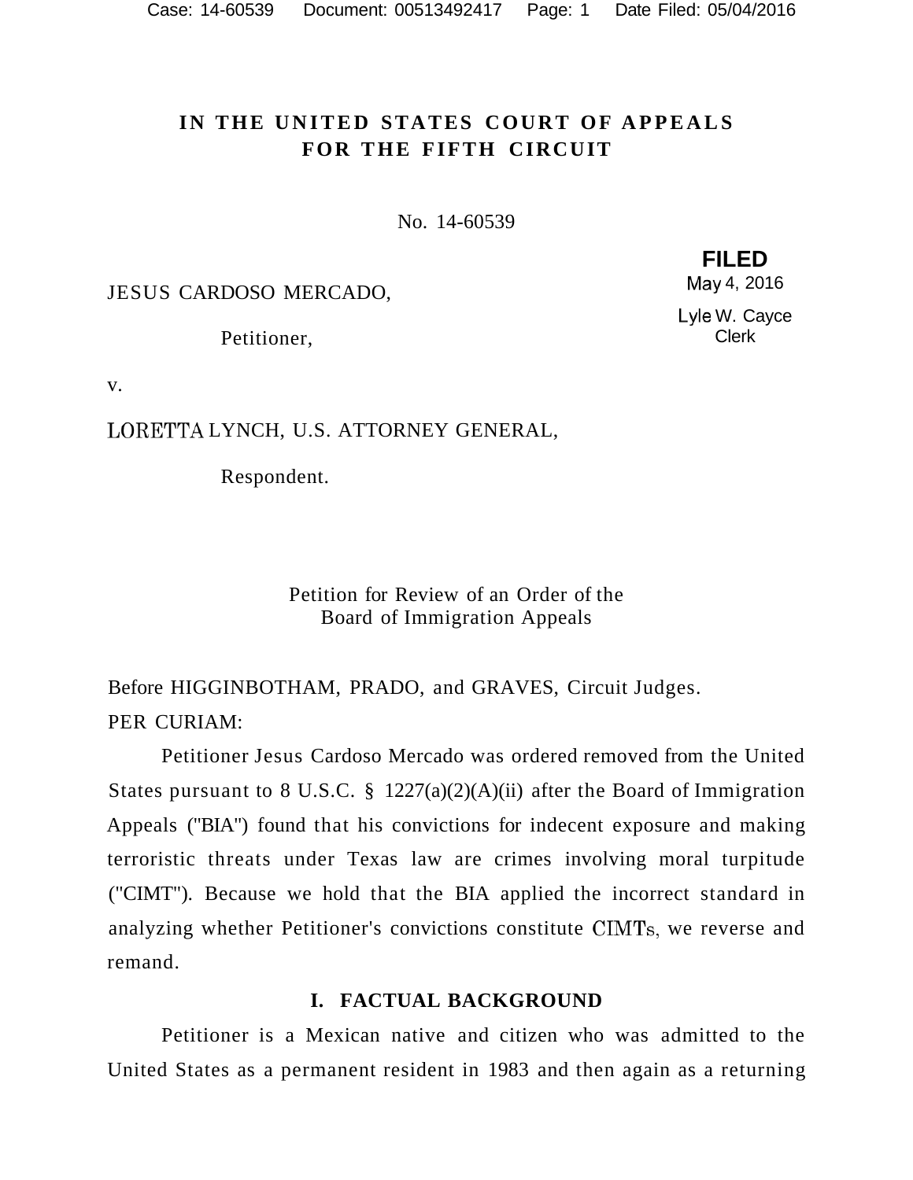# IN THE UNITED STATES COURT OF APPEALS FOR THE FIFTH CIRCUIT

No. 14-60539

**FILED**
May 4, 2016
Lyle W. Cayce
Clerk

JESUS CARDOSO MERCADO,

Petitioner,

v.

LORETTA LYNCH, U.S. ATTORNEY GENERAL,

Respondent.

Petition for Review of an Order of the Board of Immigration Appeals

Before HIGGINBOTHAM, PRADO, and GRAVES, Circuit Judges.

PER CURIAM:

Petitioner Jesus Cardoso Mercado was ordered removed from the United States pursuant to 8 U.S.C. § 1227(a)(2)(A)(ii) after the Board of Immigration Appeals ("BIA") found that his convictions for indecent exposure and making terroristic threats under Texas law are crimes involving moral turpitude ("CIMT"). Because we hold that the BIA applied the incorrect standard in analyzing whether Petitioner's convictions constitute CIMTs, we reverse and remand.

## I. FACTUAL BACKGROUND

Petitioner is a Mexican native and citizen who was admitted to the United States as a permanent resident in 1983 and then again as a returning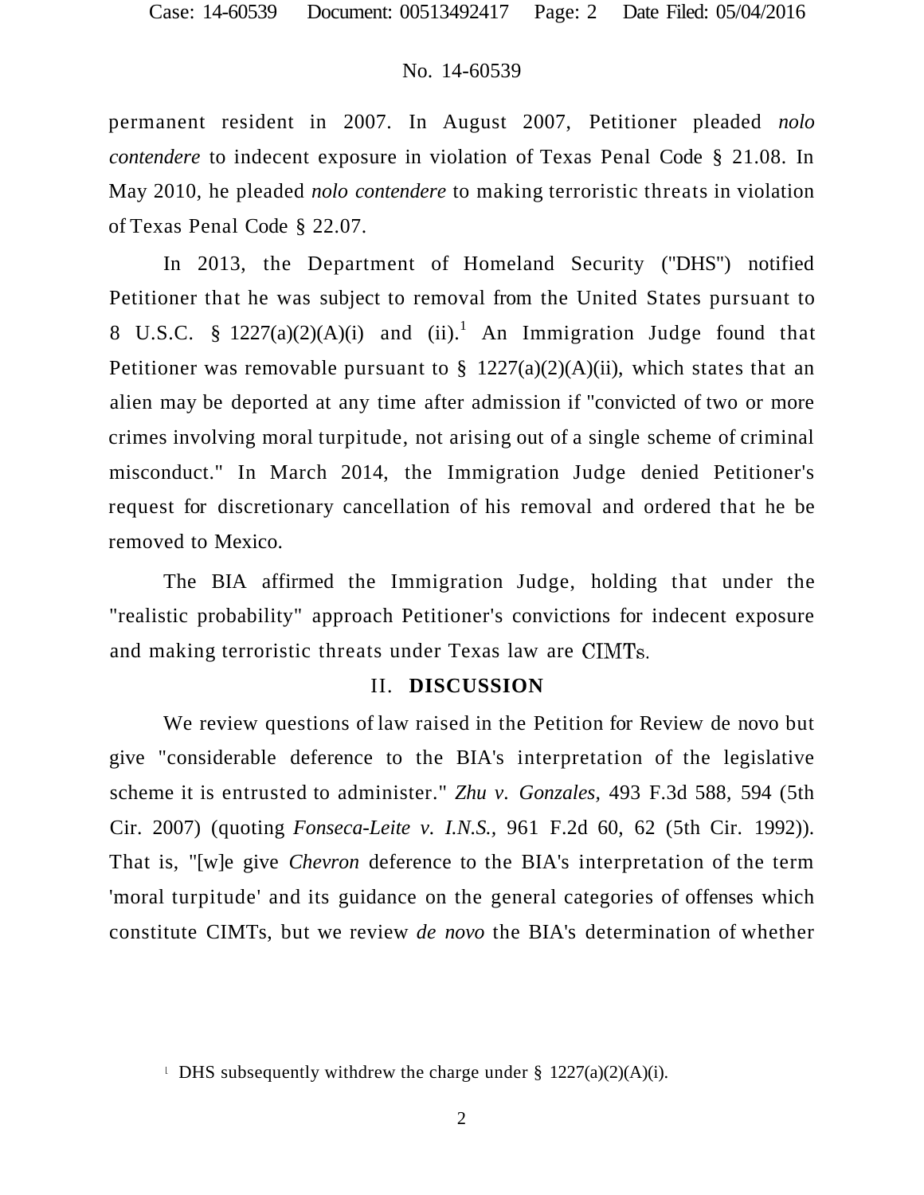permanent resident in 2007. In August 2007, Petitioner pleaded *nolo contendere* to indecent exposure in violation of Texas Penal Code § 21.08. In May 2010, he pleaded *nolo contendere* to making terroristic threats in violation of Texas Penal Code § 22.07.

In 2013, the Department of Homeland Security ("DHS") notified Petitioner that he was subject to removal from the United States pursuant to 8 U.S.C. § 1227(a)(2)(A)(i) and (ii).[1] An Immigration Judge found that Petitioner was removable pursuant to § 1227(a)(2)(A)(ii), which states that an alien may be deported at any time after admission if "convicted of two or more crimes involving moral turpitude, not arising out of a single scheme of criminal misconduct." In March 2014, the Immigration Judge denied Petitioner's request for discretionary cancellation of his removal and ordered that he be removed to Mexico.

The BIA affirmed the Immigration Judge, holding that under the "realistic probability" approach Petitioner's convictions for indecent exposure and making terroristic threats under Texas law are CIMTs.

## II. DISCUSSION

We review questions of law raised in the Petition for Review de novo but give "considerable deference to the BIA's interpretation of the legislative scheme it is entrusted to administer." *Zhu v. Gonzales*, 493 F.3d 588, 594 (5th Cir. 2007) (quoting *Fonseca-Leite v. I.N.S.*, 961 F.2d 60, 62 (5th Cir. 1992)). That is, "[w]e give *Chevron* deference to the BIA's interpretation of the term 'moral turpitude' and its guidance on the general categories of offenses which constitute CIMTs, but we review *de novo* the BIA's determination of whether

[1] DHS subsequently withdrew the charge under § 1227(a)(2)(A)(i).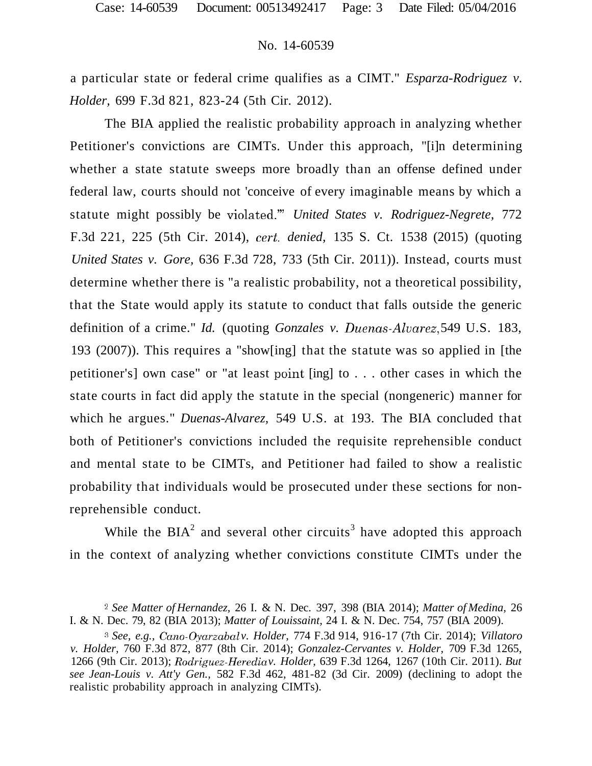a particular state or federal crime qualifies as a CIMT." *Esparza-Rodriguez v. Holder*, 699 F.3d 821, 823-24 (5th Cir. 2012).

The BIA applied the realistic probability approach in analyzing whether Petitioner's convictions are CIMTs. Under this approach, "[i]n determining whether a state statute sweeps more broadly than an offense defined under federal law, courts should not 'conceive of every imaginable means by which a statute might possibly be violated.'" *United States v. Rodriguez-Negrete*, 772 F.3d 221, 225 (5th Cir. 2014), *cert. denied*, 135 S. Ct. 1538 (2015) (quoting *United States v. Gore*, 636 F.3d 728, 733 (5th Cir. 2011)). Instead, courts must determine whether there is "a realistic probability, not a theoretical possibility, that the State would apply its statute to conduct that falls outside the generic definition of a crime." *Id.* (quoting *Gonzales v. Duenas-Alvarez*, 549 U.S. 183, 193 (2007)). This requires a "show[ing] that the statute was so applied in [the petitioner's] own case" or "at least point [ing] to . . . other cases in which the state courts in fact did apply the statute in the special (nongeneric) manner for which he argues." *Duenas-Alvarez*, 549 U.S. at 193. The BIA concluded that both of Petitioner's convictions included the requisite reprehensible conduct and mental state to be CIMTs, and Petitioner had failed to show a realistic probability that individuals would be prosecuted under these sections for non-reprehensible conduct.

While the BIA[2] and several other circuits[3] have adopted this approach in the context of analyzing whether convictions constitute CIMTs under the

[2] *See Matter of Hernandez*, 26 I. & N. Dec. 397, 398 (BIA 2014); *Matter of Medina*, 26 I. & N. Dec. 79, 82 (BIA 2013); *Matter of Louissaint*, 24 I. & N. Dec. 754, 757 (BIA 2009).

[3] *See, e.g., Cano-Oyarzabal v. Holder*, 774 F.3d 914, 916-17 (7th Cir. 2014); *Villatoro v. Holder*, 760 F.3d 872, 877 (8th Cir. 2014); *Gonzalez-Cervantes v. Holder*, 709 F.3d 1265, 1266 (9th Cir. 2013); *Rodriguez-Heredia v. Holder*, 639 F.3d 1264, 1267 (10th Cir. 2011). *But see Jean-Louis v. Att'y Gen.*, 582 F.3d 462, 481-82 (3d Cir. 2009) (declining to adopt the realistic probability approach in analyzing CIMTs).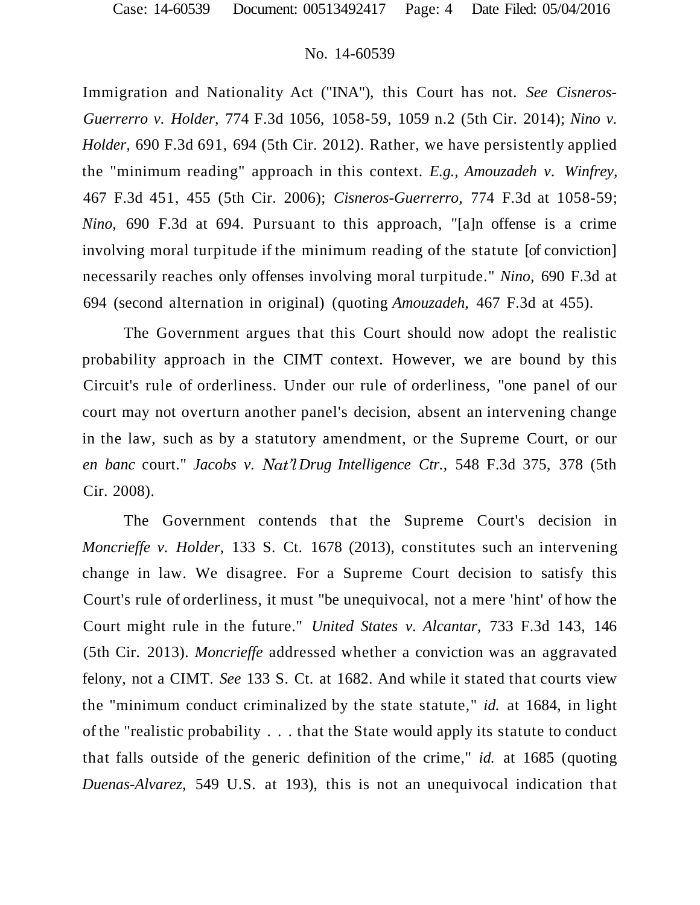Immigration and Nationality Act ("INA"), this Court has not. *See Cisneros-Guerrerro v. Holder*, 774 F.3d 1056, 1058-59, 1059 n.2 (5th Cir. 2014); *Nino v. Holder*, 690 F.3d 691, 694 (5th Cir. 2012). Rather, we have persistently applied the "minimum reading" approach in this context. *E.g., Amouzadeh v. Winfrey*, 467 F.3d 451, 455 (5th Cir. 2006); *Cisneros-Guerrerro*, 774 F.3d at 1058-59; *Nino*, 690 F.3d at 694. Pursuant to this approach, "[a]n offense is a crime involving moral turpitude if the minimum reading of the statute [of conviction] necessarily reaches only offenses involving moral turpitude." *Nino*, 690 F.3d at 694 (second alternation in original) (quoting *Amouzadeh*, 467 F.3d at 455).

The Government argues that this Court should now adopt the realistic probability approach in the CIMT context. However, we are bound by this Circuit's rule of orderliness. Under our rule of orderliness, "one panel of our court may not overturn another panel's decision, absent an intervening change in the law, such as by a statutory amendment, or the Supreme Court, or our *en banc* court." *Jacobs v. Nat'l Drug Intelligence Ctr.*, 548 F.3d 375, 378 (5th Cir. 2008).

The Government contends that the Supreme Court's decision in *Moncrieffe v. Holder*, 133 S. Ct. 1678 (2013), constitutes such an intervening change in law. We disagree. For a Supreme Court decision to satisfy this Court's rule of orderliness, it must "be unequivocal, not a mere 'hint' of how the Court might rule in the future." *United States v. Alcantar*, 733 F.3d 143, 146 (5th Cir. 2013). *Moncrieffe* addressed whether a conviction was an aggravated felony, not a CIMT. *See* 133 S. Ct. at 1682. And while it stated that courts view the "minimum conduct criminalized by the state statute," *id.* at 1684, in light of the "realistic probability . . . that the State would apply its statute to conduct that falls outside of the generic definition of the crime," *id.* at 1685 (quoting *Duenas-Alvarez*, 549 U.S. at 193), this is not an unequivocal indication that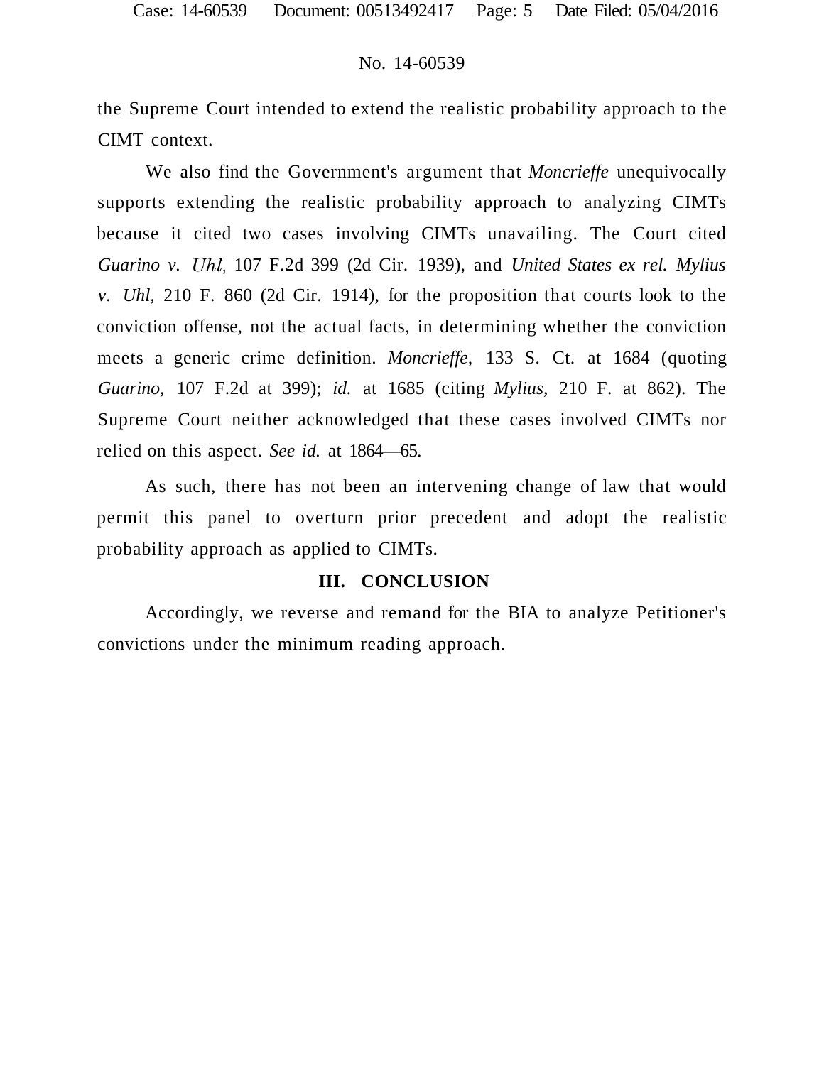the Supreme Court intended to extend the realistic probability approach to the CIMT context.

We also find the Government's argument that *Moncrieffe* unequivocally supports extending the realistic probability approach to analyzing CIMTs because it cited two cases involving CIMTs unavailing. The Court cited *Guarino v. Uhl*, 107 F.2d 399 (2d Cir. 1939), and *United States ex rel. Mylius v. Uhl*, 210 F. 860 (2d Cir. 1914), for the proposition that courts look to the conviction offense, not the actual facts, in determining whether the conviction meets a generic crime definition. *Moncrieffe*, 133 S. Ct. at 1684 (quoting *Guarino*, 107 F.2d at 399); *id.* at 1685 (citing *Mylius*, 210 F. at 862). The Supreme Court neither acknowledged that these cases involved CIMTs nor relied on this aspect. *See id.* at 1864—65.

As such, there has not been an intervening change of law that would permit this panel to overturn prior precedent and adopt the realistic probability approach as applied to CIMTs.

## III. CONCLUSION

Accordingly, we reverse and remand for the BIA to analyze Petitioner's convictions under the minimum reading approach.